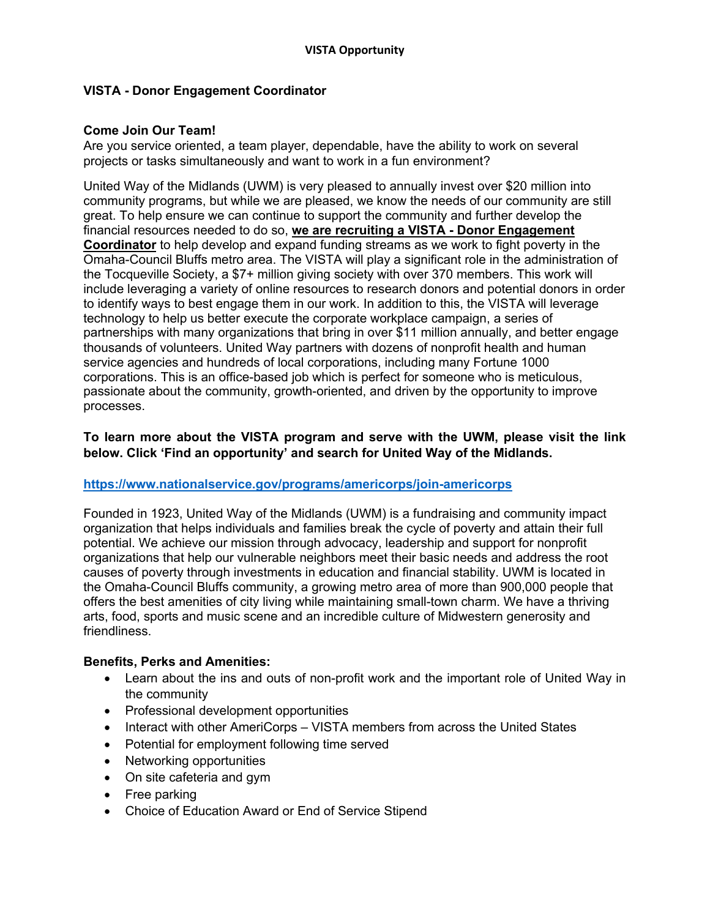# VISTA Opportunity

## VISTA - Donor Engagement Coordinator

**Come Join Our Team!**
Are you service oriented, a team player, dependable, have the ability to work on several projects or tasks simultaneously and want to work in a fun environment?

United Way of the Midlands (UWM) is very pleased to annually invest over $20 million into community programs, but while we are pleased, we know the needs of our community are still great. To help ensure we can continue to support the community and further develop the financial resources needed to do so, **we are recruiting a VISTA - Donor Engagement Coordinator** to help develop and expand funding streams as we work to fight poverty in the Omaha-Council Bluffs metro area. The VISTA will play a significant role in the administration of the Tocqueville Society, a $7+ million giving society with over 370 members. This work will include leveraging a variety of online resources to research donors and potential donors in order to identify ways to best engage them in our work. In addition to this, the VISTA will leverage technology to help us better execute the corporate workplace campaign, a series of partnerships with many organizations that bring in over $11 million annually, and better engage thousands of volunteers. United Way partners with dozens of nonprofit health and human service agencies and hundreds of local corporations, including many Fortune 1000 corporations. This is an office-based job which is perfect for someone who is meticulous, passionate about the community, growth-oriented, and driven by the opportunity to improve processes.

**To learn more about the VISTA program and serve with the UWM, please visit the link below. Click 'Find an opportunity' and search for United Way of the Midlands.**

https://www.nationalservice.gov/programs/americorps/join-americorps

Founded in 1923, United Way of the Midlands (UWM) is a fundraising and community impact organization that helps individuals and families break the cycle of poverty and attain their full potential. We achieve our mission through advocacy, leadership and support for nonprofit organizations that help our vulnerable neighbors meet their basic needs and address the root causes of poverty through investments in education and financial stability. UWM is located in the Omaha-Council Bluffs community, a growing metro area of more than 900,000 people that offers the best amenities of city living while maintaining small-town charm. We have a thriving arts, food, sports and music scene and an incredible culture of Midwestern generosity and friendliness.

**Benefits, Perks and Amenities:**

- Learn about the ins and outs of non-profit work and the important role of United Way in the community
- Professional development opportunities
- Interact with other AmeriCorps – VISTA members from across the United States
- Potential for employment following time served
- Networking opportunities
- On site cafeteria and gym
- Free parking
- Choice of Education Award or End of Service Stipend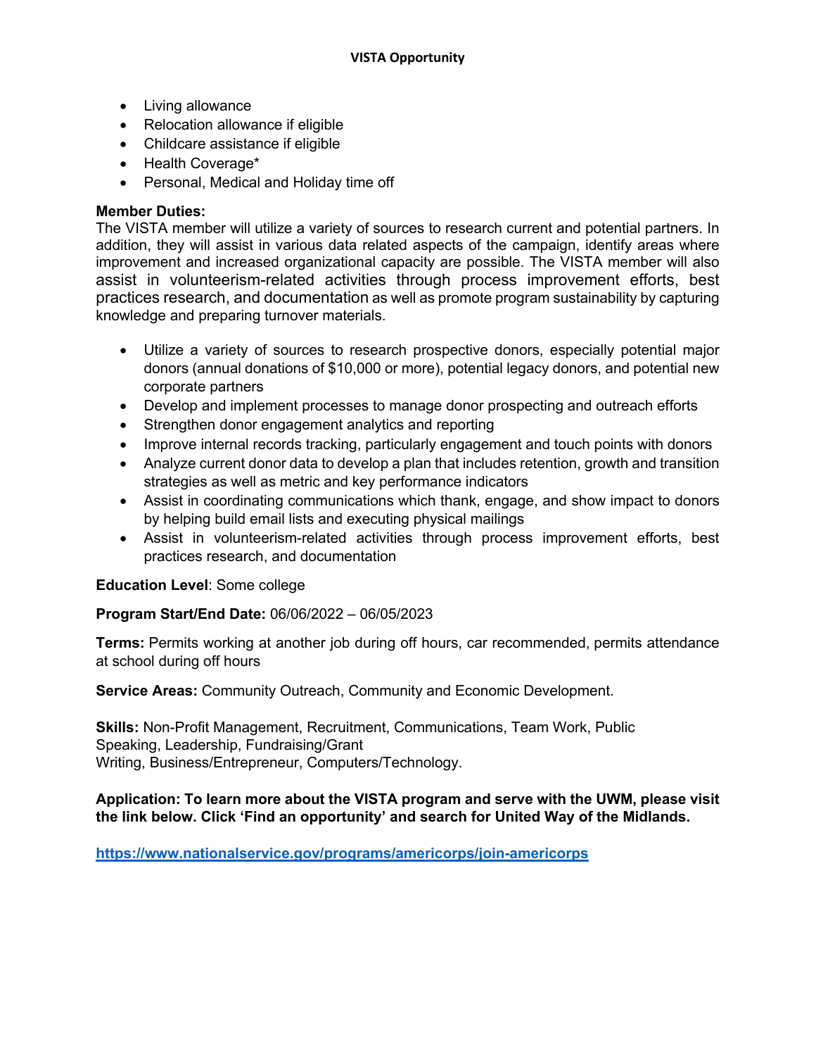- Living allowance
- Relocation allowance if eligible
- Childcare assistance if eligible
- Health Coverage*
- Personal, Medical and Holiday time off

**Member Duties:**
The VISTA member will utilize a variety of sources to research current and potential partners. In addition, they will assist in various data related aspects of the campaign, identify areas where improvement and increased organizational capacity are possible. The VISTA member will also assist in volunteerism-related activities through process improvement efforts, best practices research, and documentation as well as promote program sustainability by capturing knowledge and preparing turnover materials.

- Utilize a variety of sources to research prospective donors, especially potential major donors (annual donations of $10,000 or more), potential legacy donors, and potential new corporate partners
- Develop and implement processes to manage donor prospecting and outreach efforts
- Strengthen donor engagement analytics and reporting
- Improve internal records tracking, particularly engagement and touch points with donors
- Analyze current donor data to develop a plan that includes retention, growth and transition strategies as well as metric and key performance indicators
- Assist in coordinating communications which thank, engage, and show impact to donors by helping build email lists and executing physical mailings
- Assist in volunteerism-related activities through process improvement efforts, best practices research, and documentation

**Education Level**: Some college

**Program Start/End Date:** 06/06/2022 – 06/05/2023

**Terms:** Permits working at another job during off hours, car recommended, permits attendance at school during off hours

**Service Areas:** Community Outreach, Community and Economic Development.

**Skills:** Non-Profit Management, Recruitment, Communications, Team Work, Public Speaking, Leadership, Fundraising/Grant Writing, Business/Entrepreneur, Computers/Technology.

**Application: To learn more about the VISTA program and serve with the UWM, please visit the link below. Click 'Find an opportunity' and search for United Way of the Midlands.**

https://www.nationalservice.gov/programs/americorps/join-americorps